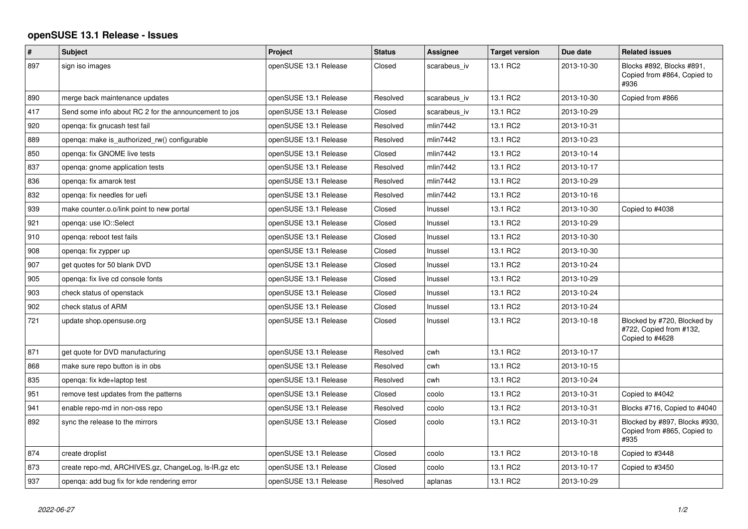# openSUSE 13.1 Release - Issues

| # | Subject | Project | Status | Assignee | Target version | Due date | Related issues |
|---|---|---|---|---|---|---|---|
| 897 | sign iso images | openSUSE 13.1 Release | Closed | scarabeus_iv | 13.1 RC2 | 2013-10-30 | Blocks #892, Blocks #891, Copied from #864, Copied to #936 |
| 890 | merge back maintenance updates | openSUSE 13.1 Release | Resolved | scarabeus_iv | 13.1 RC2 | 2013-10-30 | Copied from #866 |
| 417 | Send some info about RC 2 for the announcement to jos | openSUSE 13.1 Release | Closed | scarabeus_iv | 13.1 RC2 | 2013-10-29 | |
| 920 | openqa: fix gnucash test fail | openSUSE 13.1 Release | Resolved | mlin7442 | 13.1 RC2 | 2013-10-31 | |
| 889 | openqa: make is_authorized_rw() configurable | openSUSE 13.1 Release | Resolved | mlin7442 | 13.1 RC2 | 2013-10-23 | |
| 850 | openqa: fix GNOME live tests | openSUSE 13.1 Release | Closed | mlin7442 | 13.1 RC2 | 2013-10-14 | |
| 837 | openqa: gnome application tests | openSUSE 13.1 Release | Resolved | mlin7442 | 13.1 RC2 | 2013-10-17 | |
| 836 | openqa: fix amarok test | openSUSE 13.1 Release | Resolved | mlin7442 | 13.1 RC2 | 2013-10-29 | |
| 832 | openqa: fix needles for uefi | openSUSE 13.1 Release | Resolved | mlin7442 | 13.1 RC2 | 2013-10-16 | |
| 939 | make counter.o.o/link point to new portal | openSUSE 13.1 Release | Closed | lnussel | 13.1 RC2 | 2013-10-30 | Copied to #4038 |
| 921 | openqa: use IO::Select | openSUSE 13.1 Release | Closed | lnussel | 13.1 RC2 | 2013-10-29 | |
| 910 | openqa: reboot test fails | openSUSE 13.1 Release | Closed | lnussel | 13.1 RC2 | 2013-10-30 | |
| 908 | openqa: fix zypper up | openSUSE 13.1 Release | Closed | lnussel | 13.1 RC2 | 2013-10-30 | |
| 907 | get quotes for 50 blank DVD | openSUSE 13.1 Release | Closed | lnussel | 13.1 RC2 | 2013-10-24 | |
| 905 | openqa: fix live cd console fonts | openSUSE 13.1 Release | Closed | lnussel | 13.1 RC2 | 2013-10-29 | |
| 903 | check status of openstack | openSUSE 13.1 Release | Closed | lnussel | 13.1 RC2 | 2013-10-24 | |
| 902 | check status of ARM | openSUSE 13.1 Release | Closed | lnussel | 13.1 RC2 | 2013-10-24 | |
| 721 | update shop.opensuse.org | openSUSE 13.1 Release | Closed | lnussel | 13.1 RC2 | 2013-10-18 | Blocked by #720, Blocked by #722, Copied from #132, Copied to #4628 |
| 871 | get quote for DVD manufacturing | openSUSE 13.1 Release | Resolved | cwh | 13.1 RC2 | 2013-10-17 | |
| 868 | make sure repo button is in obs | openSUSE 13.1 Release | Resolved | cwh | 13.1 RC2 | 2013-10-15 | |
| 835 | openqa: fix kde+laptop test | openSUSE 13.1 Release | Resolved | cwh | 13.1 RC2 | 2013-10-24 | |
| 951 | remove test updates from the patterns | openSUSE 13.1 Release | Closed | coolo | 13.1 RC2 | 2013-10-31 | Copied to #4042 |
| 941 | enable repo-md in non-oss repo | openSUSE 13.1 Release | Resolved | coolo | 13.1 RC2 | 2013-10-31 | Blocks #716, Copied to #4040 |
| 892 | sync the release to the mirrors | openSUSE 13.1 Release | Closed | coolo | 13.1 RC2 | 2013-10-31 | Blocked by #897, Blocks #930, Copied from #865, Copied to #935 |
| 874 | create droplist | openSUSE 13.1 Release | Closed | coolo | 13.1 RC2 | 2013-10-18 | Copied to #3448 |
| 873 | create repo-md, ARCHIVES.gz, ChangeLog, ls-lR.gz etc | openSUSE 13.1 Release | Closed | coolo | 13.1 RC2 | 2013-10-17 | Copied to #3450 |
| 937 | openqa: add bug fix for kde rendering error | openSUSE 13.1 Release | Resolved | aplanas | 13.1 RC2 | 2013-10-29 | |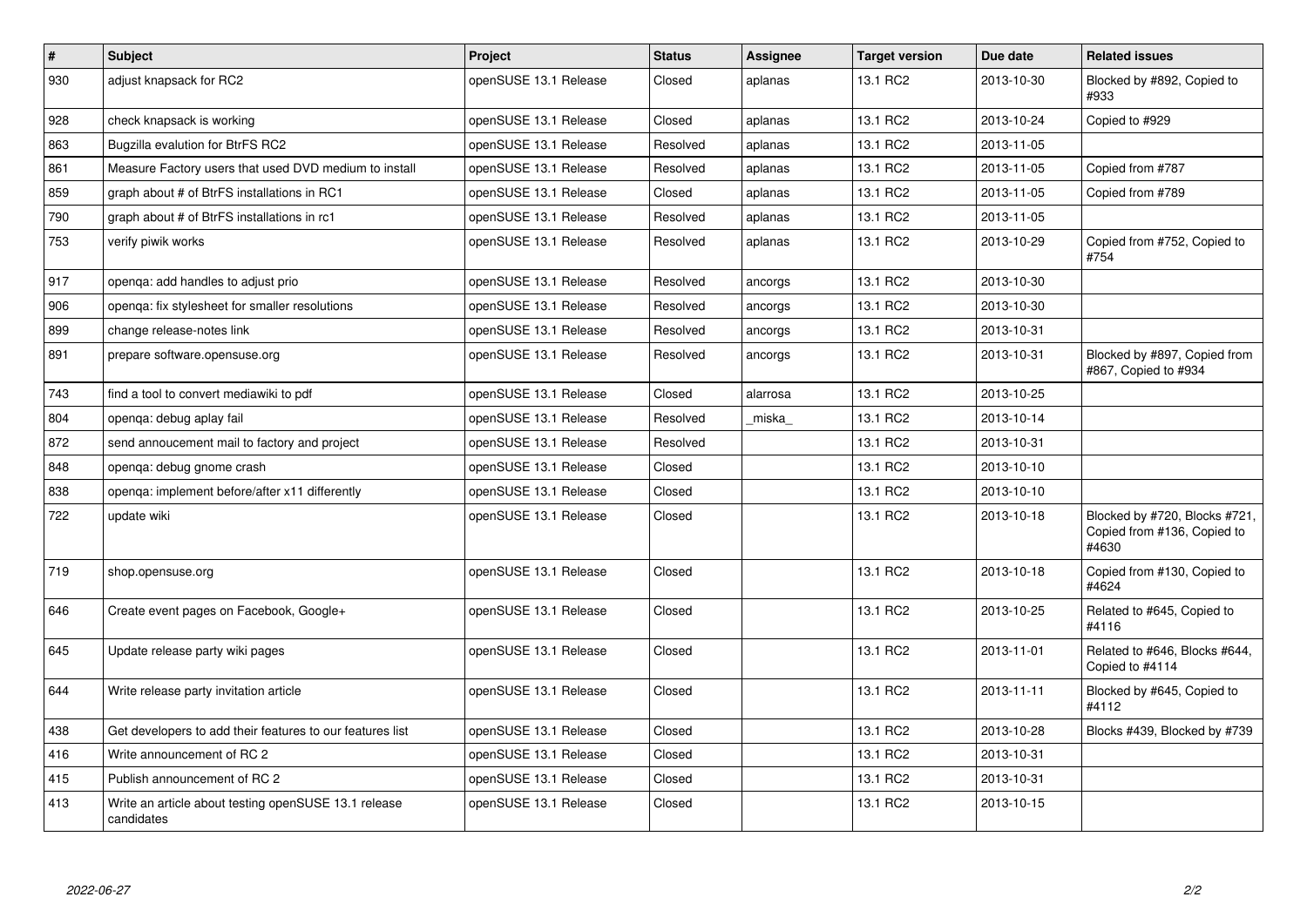| # | Subject | Project | Status | Assignee | Target version | Due date | Related issues |
|---|---|---|---|---|---|---|---|
| 930 | adjust knapsack for RC2 | openSUSE 13.1 Release | Closed | aplanas | 13.1 RC2 | 2013-10-30 | Blocked by #892, Copied to #933 |
| 928 | check knapsack is working | openSUSE 13.1 Release | Closed | aplanas | 13.1 RC2 | 2013-10-24 | Copied to #929 |
| 863 | Bugzilla evalution for BtrFS RC2 | openSUSE 13.1 Release | Resolved | aplanas | 13.1 RC2 | 2013-11-05 | |
| 861 | Measure Factory users that used DVD medium to install | openSUSE 13.1 Release | Resolved | aplanas | 13.1 RC2 | 2013-11-05 | Copied from #787 |
| 859 | graph about # of BtrFS installations in RC1 | openSUSE 13.1 Release | Closed | aplanas | 13.1 RC2 | 2013-11-05 | Copied from #789 |
| 790 | graph about # of BtrFS installations in rc1 | openSUSE 13.1 Release | Resolved | aplanas | 13.1 RC2 | 2013-11-05 | |
| 753 | verify piwik works | openSUSE 13.1 Release | Resolved | aplanas | 13.1 RC2 | 2013-10-29 | Copied from #752, Copied to #754 |
| 917 | openqa: add handles to adjust prio | openSUSE 13.1 Release | Resolved | ancorgs | 13.1 RC2 | 2013-10-30 | |
| 906 | openqa: fix stylesheet for smaller resolutions | openSUSE 13.1 Release | Resolved | ancorgs | 13.1 RC2 | 2013-10-30 | |
| 899 | change release-notes link | openSUSE 13.1 Release | Resolved | ancorgs | 13.1 RC2 | 2013-10-31 | |
| 891 | prepare software.opensuse.org | openSUSE 13.1 Release | Resolved | ancorgs | 13.1 RC2 | 2013-10-31 | Blocked by #897, Copied from #867, Copied to #934 |
| 743 | find a tool to convert mediawiki to pdf | openSUSE 13.1 Release | Closed | alarrosa | 13.1 RC2 | 2013-10-25 | |
| 804 | openqa: debug aplay fail | openSUSE 13.1 Release | Resolved | _miska_ | 13.1 RC2 | 2013-10-14 | |
| 872 | send annoucement mail to factory and project | openSUSE 13.1 Release | Resolved | | 13.1 RC2 | 2013-10-31 | |
| 848 | openqa: debug gnome crash | openSUSE 13.1 Release | Closed | | 13.1 RC2 | 2013-10-10 | |
| 838 | openqa: implement before/after x11 differently | openSUSE 13.1 Release | Closed | | 13.1 RC2 | 2013-10-10 | |
| 722 | update wiki | openSUSE 13.1 Release | Closed | | 13.1 RC2 | 2013-10-18 | Blocked by #720, Blocks #721, Copied from #136, Copied to #4630 |
| 719 | shop.opensuse.org | openSUSE 13.1 Release | Closed | | 13.1 RC2 | 2013-10-18 | Copied from #130, Copied to #4624 |
| 646 | Create event pages on Facebook, Google+ | openSUSE 13.1 Release | Closed | | 13.1 RC2 | 2013-10-25 | Related to #645, Copied to #4116 |
| 645 | Update release party wiki pages | openSUSE 13.1 Release | Closed | | 13.1 RC2 | 2013-11-01 | Related to #646, Blocks #644, Copied to #4114 |
| 644 | Write release party invitation article | openSUSE 13.1 Release | Closed | | 13.1 RC2 | 2013-11-11 | Blocked by #645, Copied to #4112 |
| 438 | Get developers to add their features to our features list | openSUSE 13.1 Release | Closed | | 13.1 RC2 | 2013-10-28 | Blocks #439, Blocked by #739 |
| 416 | Write announcement of RC 2 | openSUSE 13.1 Release | Closed | | 13.1 RC2 | 2013-10-31 | |
| 415 | Publish announcement of RC 2 | openSUSE 13.1 Release | Closed | | 13.1 RC2 | 2013-10-31 | |
| 413 | Write an article about testing openSUSE 13.1 release candidates | openSUSE 13.1 Release | Closed | | 13.1 RC2 | 2013-10-15 | |